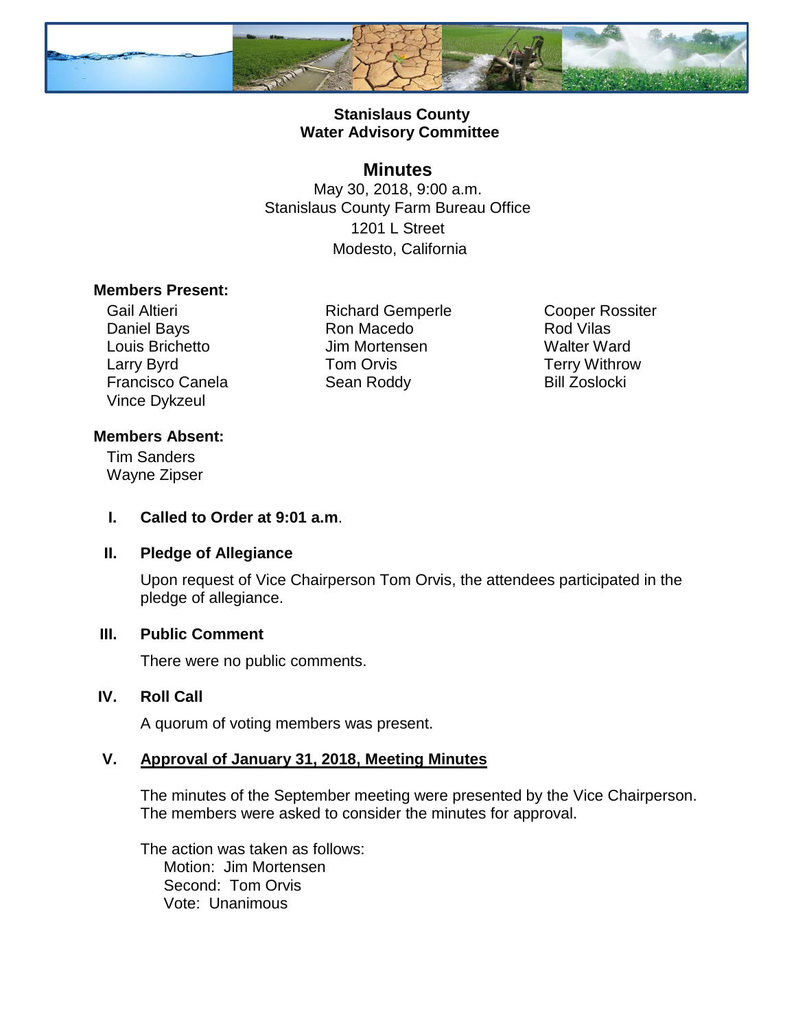**Stanislaus County**
**Water Advisory Committee**

## Minutes

May 30, 2018, 9:00 a.m.
Stanislaus County Farm Bureau Office
1201 L Street
Modesto, California

**Members Present:**

Gail Altieri
Daniel Bays
Louis Brichetto
Larry Byrd
Francisco Canela
Vince Dykzeul
Richard Gemperle
Ron Macedo
Jim Mortensen
Tom Orvis
Sean Roddy
Cooper Rossiter
Rod Vilas
Walter Ward
Terry Withrow
Bill Zoslocki

**Members Absent:**

Tim Sanders
Wayne Zipser

I. **Called to Order at 9:01 a.m**.

II. **Pledge of Allegiance**

Upon request of Vice Chairperson Tom Orvis, the attendees participated in the pledge of allegiance.

III. **Public Comment**

There were no public comments.

IV. **Roll Call**

A quorum of voting members was present.

V. **<u>Approval of January 31, 2018, Meeting Minutes</u>**

The minutes of the September meeting were presented by the Vice Chairperson. The members were asked to consider the minutes for approval.

The action was taken as follows:
Motion: Jim Mortensen
Second: Tom Orvis
Vote: Unanimous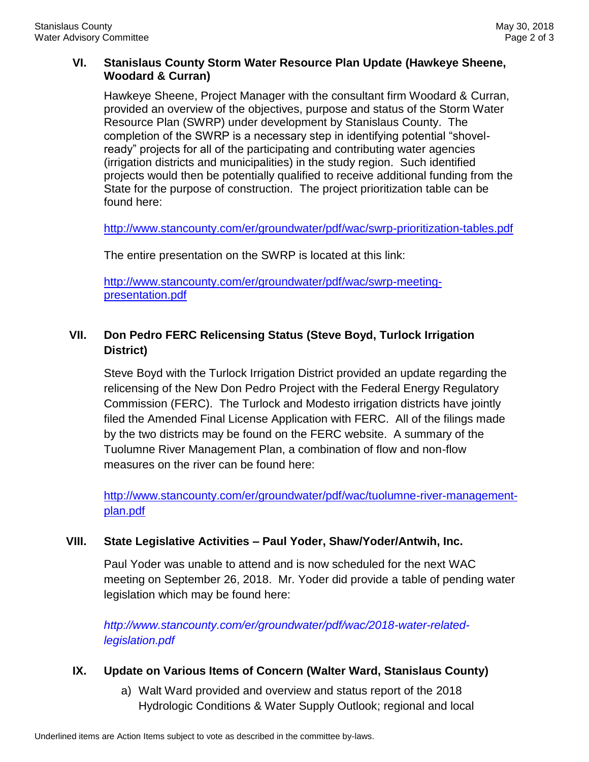## VI. Stanislaus County Storm Water Resource Plan Update (Hawkeye Sheene, Woodard & Curran)

Hawkeye Sheene, Project Manager with the consultant firm Woodard & Curran, provided an overview of the objectives, purpose and status of the Storm Water Resource Plan (SWRP) under development by Stanislaus County. The completion of the SWRP is a necessary step in identifying potential "shovel-ready" projects for all of the participating and contributing water agencies (irrigation districts and municipalities) in the study region. Such identified projects would then be potentially qualified to receive additional funding from the State for the purpose of construction. The project prioritization table can be found here:

http://www.stancounty.com/er/groundwater/pdf/wac/swrp-prioritization-tables.pdf

The entire presentation on the SWRP is located at this link:

http://www.stancounty.com/er/groundwater/pdf/wac/swrp-meeting-presentation.pdf

## VII. Don Pedro FERC Relicensing Status (Steve Boyd, Turlock Irrigation District)

Steve Boyd with the Turlock Irrigation District provided an update regarding the relicensing of the New Don Pedro Project with the Federal Energy Regulatory Commission (FERC). The Turlock and Modesto irrigation districts have jointly filed the Amended Final License Application with FERC. All of the filings made by the two districts may be found on the FERC website. A summary of the Tuolumne River Management Plan, a combination of flow and non-flow measures on the river can be found here:

http://www.stancounty.com/er/groundwater/pdf/wac/tuolumne-river-management-plan.pdf

## VIII. State Legislative Activities – Paul Yoder, Shaw/Yoder/Antwih, Inc.

Paul Yoder was unable to attend and is now scheduled for the next WAC meeting on September 26, 2018. Mr. Yoder did provide a table of pending water legislation which may be found here:

*http://www.stancounty.com/er/groundwater/pdf/wac/2018-water-related-legislation.pdf*

## IX. Update on Various Items of Concern (Walter Ward, Stanislaus County)

a) Walt Ward provided and overview and status report of the 2018 Hydrologic Conditions & Water Supply Outlook; regional and local

Underlined items are Action Items subject to vote as described in the committee by-laws.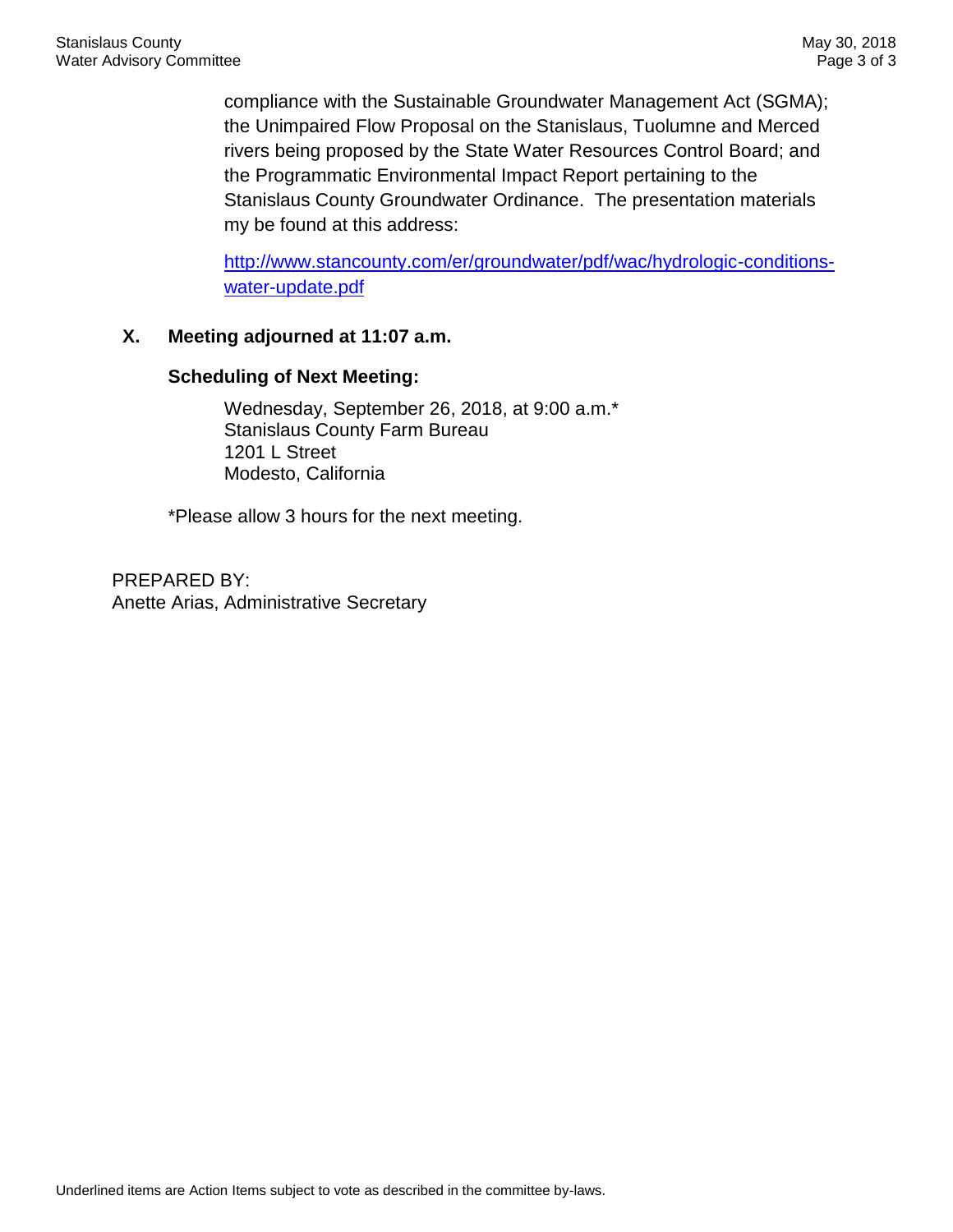compliance with the Sustainable Groundwater Management Act (SGMA); the Unimpaired Flow Proposal on the Stanislaus, Tuolumne and Merced rivers being proposed by the State Water Resources Control Board; and the Programmatic Environmental Impact Report pertaining to the Stanislaus County Groundwater Ordinance. The presentation materials my be found at this address:

http://www.stancounty.com/er/groundwater/pdf/wac/hydrologic-conditions-water-update.pdf

**X. Meeting adjourned at 11:07 a.m.**

**Scheduling of Next Meeting:**

Wednesday, September 26, 2018, at 9:00 a.m.*
Stanislaus County Farm Bureau
1201 L Street
Modesto, California

*Please allow 3 hours for the next meeting.

PREPARED BY:
Anette Arias, Administrative Secretary

Underlined items are Action Items subject to vote as described in the committee by-laws.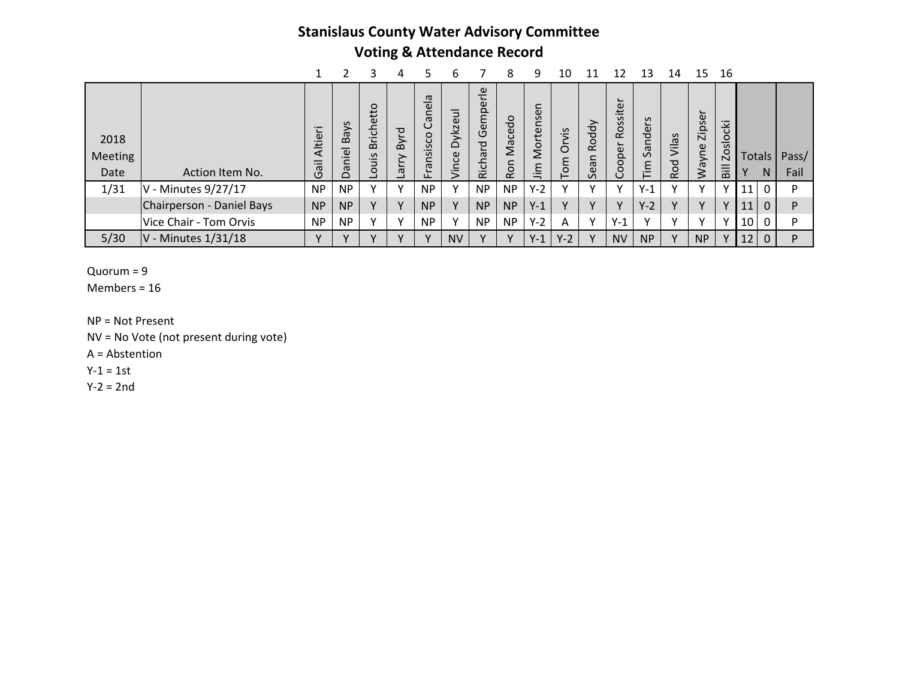# Stanislaus County Water Advisory Committee
## Voting & Attendance Record

| | | 1 | 2 | 3 | 4 | 5 | 6 | 7 | 8 | 9 | 10 | 11 | 12 | 13 | 14 | 15 | 16 | | | |
|---|---|---|---|---|---|---|---|---|---|---|---|---|---|---|---|---|---|---|---|---|
| 2018 Meeting Date | Action Item No. | Gail Altieri | Daniel Bays | Louis Brichetto | Larry Byrd | Fransisco Canela | Vince Dykzeul | Richard Gemperle | Ron Macedo | Jim Mortensen | Tom Orvis | Sean Roddy | Cooper Rossiter | Tim Sanders | Rod Vilas | Wayne Zipser | Bill Zoslocki | Totals Y | Totals N | Pass/ Fail |
| 1/31 | V - Minutes 9/27/17 | NP | NP | Y | Y | NP | Y | NP | NP | Y-2 | Y | Y | Y | Y-1 | Y | Y | Y | 11 | 0 | P |
| | Chairperson - Daniel Bays | NP | NP | Y | Y | NP | Y | NP | NP | Y-1 | Y | Y | Y | Y-2 | Y | Y | Y | 11 | 0 | P |
| | Vice Chair - Tom Orvis | NP | NP | Y | Y | NP | Y | NP | NP | Y-2 | A | Y | Y-1 | Y | Y | Y | Y | 10 | 0 | P |
| 5/30 | V - Minutes 1/31/18 | Y | Y | Y | Y | Y | NV | Y | Y | Y-1 | Y-2 | Y | NV | NP | Y | NP | Y | 12 | 0 | P |

Quorum = 9
Members = 16

NP = Not Present
NV = No Vote (not present during vote)
A = Abstention
Y-1 = 1st
Y-2 = 2nd